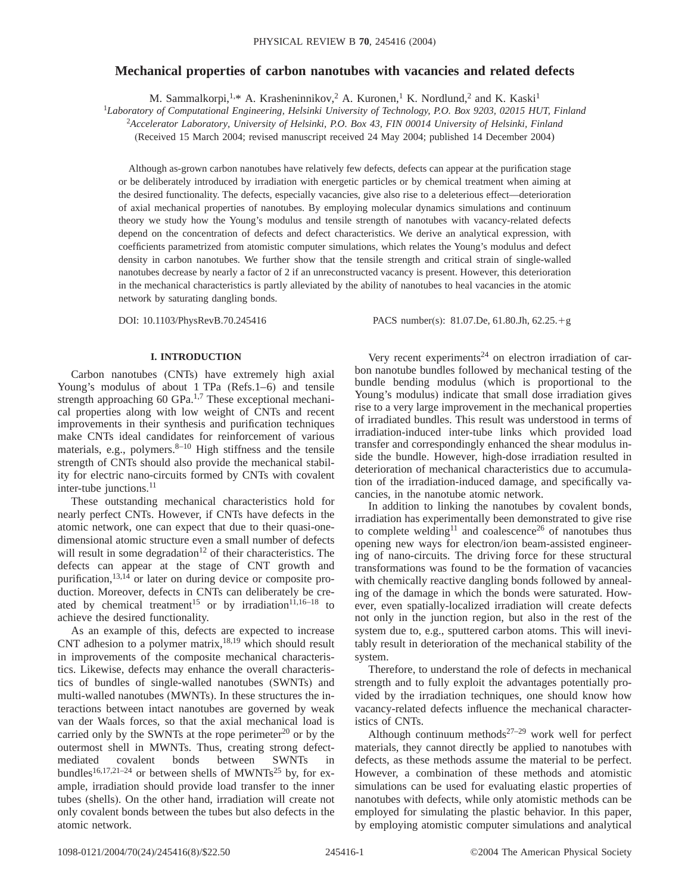# Mechanical properties of carbon nanotubes with vacancies and related defects

M. Sammalkorpi,[1,*] A. Krasheninnikov,[2] A. Kuronen,[1] K. Nordlund,[2] and K. Kaski[1]

[1]*Laboratory of Computational Engineering, Helsinki University of Technology, P.O. Box 9203, 02015 HUT, Finland*

[2]*Accelerator Laboratory, University of Helsinki, P.O. Box 43, FIN 00014 University of Helsinki, Finland*

(Received 15 March 2004; revised manuscript received 24 May 2004; published 14 December 2004)

Although as-grown carbon nanotubes have relatively few defects, defects can appear at the purification stage or be deliberately introduced by irradiation with energetic particles or by chemical treatment when aiming at the desired functionality. The defects, especially vacancies, give also rise to a deleterious effect—deterioration of axial mechanical properties of nanotubes. By employing molecular dynamics simulations and continuum theory we study how the Young's modulus and tensile strength of nanotubes with vacancy-related defects depend on the concentration of defects and defect characteristics. We derive an analytical expression, with coefficients parametrized from atomistic computer simulations, which relates the Young's modulus and defect density in carbon nanotubes. We further show that the tensile strength and critical strain of single-walled nanotubes decrease by nearly a factor of 2 if an unreconstructed vacancy is present. However, this deterioration in the mechanical characteristics is partly alleviated by the ability of nanotubes to heal vacancies in the atomic network by saturating dangling bonds.

DOI: 10.1103/PhysRevB.70.245416 PACS number(s): 81.07.De, 61.80.Jh, 62.25.+g

## I. INTRODUCTION

Carbon nanotubes (CNTs) have extremely high axial Young's modulus of about 1 TPa (Refs.1–6) and tensile strength approaching 60 GPa.[1,7] These exceptional mechanical properties along with low weight of CNTs and recent improvements in their synthesis and purification techniques make CNTs ideal candidates for reinforcement of various materials, e.g., polymers.[8–10] High stiffness and the tensile strength of CNTs should also provide the mechanical stability for electric nano-circuits formed by CNTs with covalent inter-tube junctions.[11]

These outstanding mechanical characteristics hold for nearly perfect CNTs. However, if CNTs have defects in the atomic network, one can expect that due to their quasi-one-dimensional atomic structure even a small number of defects will result in some degradation[12] of their characteristics. The defects can appear at the stage of CNT growth and purification,[13,14] or later on during device or composite production. Moreover, defects in CNTs can deliberately be created by chemical treatment[15] or by irradiation[11,16–18] to achieve the desired functionality.

As an example of this, defects are expected to increase CNT adhesion to a polymer matrix,[18,19] which should result in improvements of the composite mechanical characteristics. Likewise, defects may enhance the overall characteristics of bundles of single-walled nanotubes (SWNTs) and multi-walled nanotubes (MWNTs). In these structures the interactions between intact nanotubes are governed by weak van der Waals forces, so that the axial mechanical load is carried only by the SWNTs at the rope perimeter[20] or by the outermost shell in MWNTs. Thus, creating strong defect-mediated covalent bonds between SWNTs in bundles[16,17,21–24] or between shells of MWNTs[25] by, for example, irradiation should provide load transfer to the inner tubes (shells). On the other hand, irradiation will create not only covalent bonds between the tubes but also defects in the atomic network.

Very recent experiments[24] on electron irradiation of carbon nanotube bundles followed by mechanical testing of the bundle bending modulus (which is proportional to the Young's modulus) indicate that small dose irradiation gives rise to a very large improvement in the mechanical properties of irradiated bundles. This result was understood in terms of irradiation-induced inter-tube links which provided load transfer and correspondingly enhanced the shear modulus inside the bundle. However, high-dose irradiation resulted in deterioration of mechanical characteristics due to accumulation of the irradiation-induced damage, and specifically vacancies, in the nanotube atomic network.

In addition to linking the nanotubes by covalent bonds, irradiation has experimentally been demonstrated to give rise to complete welding[11] and coalescence[26] of nanotubes thus opening new ways for electron/ion beam-assisted engineering of nano-circuits. The driving force for these structural transformations was found to be the formation of vacancies with chemically reactive dangling bonds followed by annealing of the damage in which the bonds were saturated. However, even spatially-localized irradiation will create defects not only in the junction region, but also in the rest of the system due to, e.g., sputtered carbon atoms. This will inevitably result in deterioration of the mechanical stability of the system.

Therefore, to understand the role of defects in mechanical strength and to fully exploit the advantages potentially provided by the irradiation techniques, one should know how vacancy-related defects influence the mechanical characteristics of CNTs.

Although continuum methods[27–29] work well for perfect materials, they cannot directly be applied to nanotubes with defects, as these methods assume the material to be perfect. However, a combination of these methods and atomistic simulations can be used for evaluating elastic properties of nanotubes with defects, while only atomistic methods can be employed for simulating the plastic behavior. In this paper, by employing atomistic computer simulations and analytical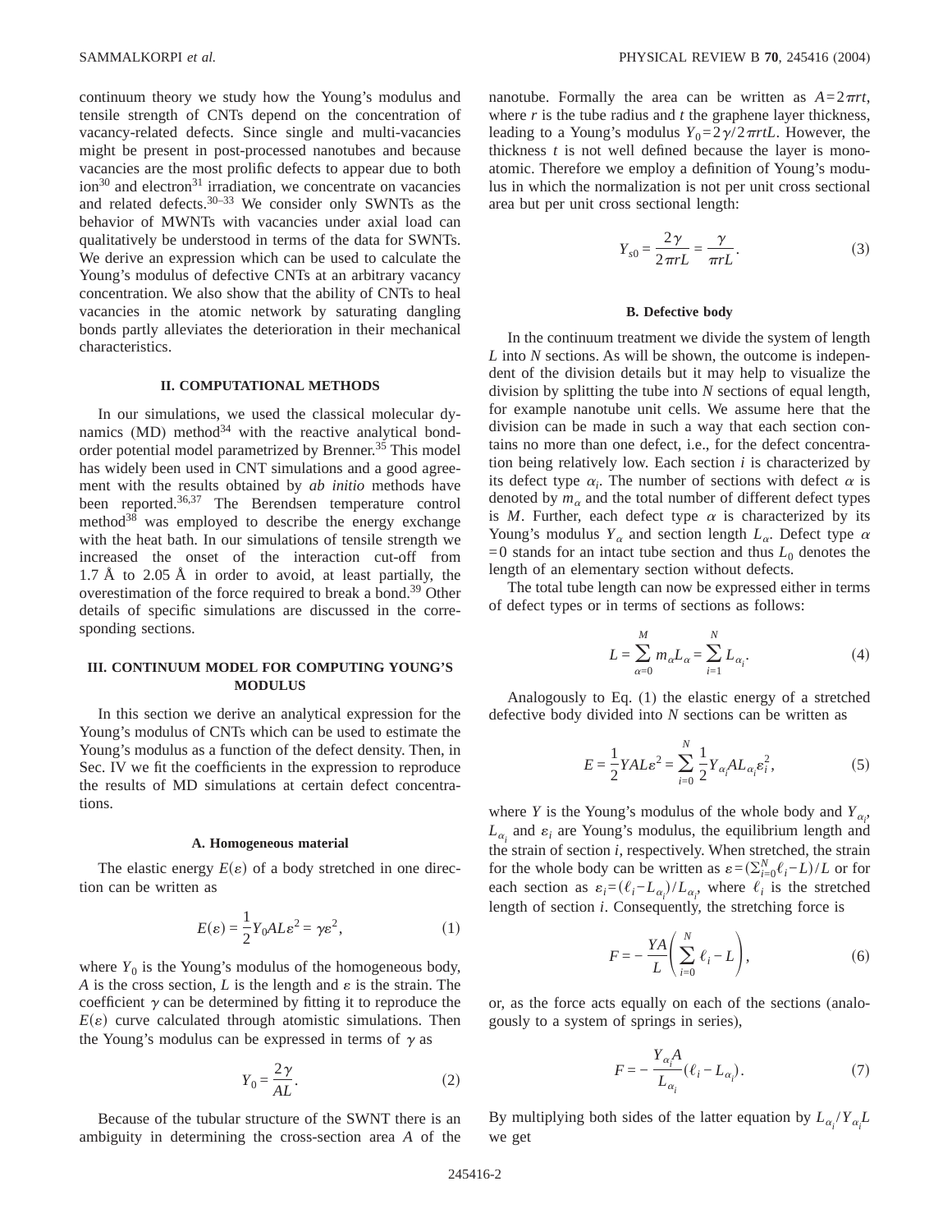continuum theory we study how the Young's modulus and tensile strength of CNTs depend on the concentration of vacancy-related defects. Since single and multi-vacancies might be present in post-processed nanotubes and because vacancies are the most prolific defects to appear due to both ion[30] and electron[31] irradiation, we concentrate on vacancies and related defects.[30–33] We consider only SWNTs as the behavior of MWNTs with vacancies under axial load can qualitatively be understood in terms of the data for SWNTs. We derive an expression which can be used to calculate the Young's modulus of defective CNTs at an arbitrary vacancy concentration. We also show that the ability of CNTs to heal vacancies in the atomic network by saturating dangling bonds partly alleviates the deterioration in their mechanical characteristics.

## II. COMPUTATIONAL METHODS

In our simulations, we used the classical molecular dynamics (MD) method[34] with the reactive analytical bond-order potential model parametrized by Brenner.[35] This model has widely been used in CNT simulations and a good agreement with the results obtained by *ab initio* methods have been reported.[36,37] The Berendsen temperature control method[38] was employed to describe the energy exchange with the heat bath. In our simulations of tensile strength we increased the onset of the interaction cut-off from 1.7 Å to 2.05 Å in order to avoid, at least partially, the overestimation of the force required to break a bond.[39] Other details of specific simulations are discussed in the corresponding sections.

## III. CONTINUUM MODEL FOR COMPUTING YOUNG'S MODULUS

In this section we derive an analytical expression for the Young's modulus of CNTs which can be used to estimate the Young's modulus as a function of the defect density. Then, in Sec. IV we fit the coefficients in the expression to reproduce the results of MD simulations at certain defect concentrations.

### A. Homogeneous material

The elastic energy $E(\varepsilon)$ of a body stretched in one direction can be written as

$$E(\varepsilon) = \frac{1}{2}Y_0 A L \varepsilon^2 = \gamma\varepsilon^2, \tag{1}$$

where $Y_0$ is the Young's modulus of the homogeneous body, $A$ is the cross section, $L$ is the length and $\varepsilon$ is the strain. The coefficient $\gamma$ can be determined by fitting it to reproduce the $E(\varepsilon)$ curve calculated through atomistic simulations. Then the Young's modulus can be expressed in terms of $\gamma$ as

$$Y_0 = \frac{2\gamma}{AL}. \tag{2}$$

Because of the tubular structure of the SWNT there is an ambiguity in determining the cross-section area $A$ of the nanotube. Formally the area can be written as $A = 2\pi r t$, where $r$ is the tube radius and $t$ the graphene layer thickness, leading to a Young's modulus $Y_0 = 2\gamma/2\pi r t L$. However, the thickness $t$ is not well defined because the layer is monoatomic. Therefore we employ a definition of Young's modulus in which the normalization is not per unit cross sectional area but per unit cross sectional length:

$$Y_{s0} = \frac{2\gamma}{2\pi r L} = \frac{\gamma}{\pi r L}. \tag{3}$$

### B. Defective body

In the continuum treatment we divide the system of length $L$ into $N$ sections. As will be shown, the outcome is independent of the division details but it may help to visualize the division by splitting the tube into $N$ sections of equal length, for example nanotube unit cells. We assume here that the division can be made in such a way that each section contains no more than one defect, i.e., for the defect concentration being relatively low. Each section $i$ is characterized by its defect type $\alpha_i$. The number of sections with defect $\alpha$ is denoted by $m_\alpha$ and the total number of different defect types is $M$. Further, each defect type $\alpha$ is characterized by its Young's modulus $Y_\alpha$ and section length $L_\alpha$. Defect type $\alpha = 0$ stands for an intact tube section and thus $L_0$ denotes the length of an elementary section without defects.

The total tube length can now be expressed either in terms of defect types or in terms of sections as follows:

$$L = \sum_{\alpha=0}^{M} m_\alpha L_\alpha = \sum_{i=1}^{N} L_{\alpha_i}. \tag{4}$$

Analogously to Eq. (1) the elastic energy of a stretched defective body divided into $N$ sections can be written as

$$E = \frac{1}{2}YAL\varepsilon^2 = \sum_{i=0}^{N} \frac{1}{2} Y_{\alpha_i} A L_{\alpha_i} \varepsilon_i^2, \tag{5}$$

where $Y$ is the Young's modulus of the whole body and $Y_{\alpha_i}$, $L_{\alpha_i}$ and $\varepsilon_i$ are Young's modulus, the equilibrium length and the strain of section $i$, respectively. When stretched, the strain for the whole body can be written as $\varepsilon = (\sum_{i=0}^{N} \ell_i - L)/L$ or for each section as $\varepsilon_i = (\ell_i - L_{\alpha_i})/L_{\alpha_i}$, where $\ell_i$ is the stretched length of section $i$. Consequently, the stretching force is

$$F = -\frac{YA}{L}\left(\sum_{i=0}^{N} \ell_i - L\right), \tag{6}$$

or, as the force acts equally on each of the sections (analogously to a system of springs in series),

$$F = -\frac{Y_{\alpha_i} A}{L_{\alpha_i}}(\ell_i - L_{\alpha_i}). \tag{7}$$

By multiplying both sides of the latter equation by $L_{\alpha_i}/Y_{\alpha_i}L$ we get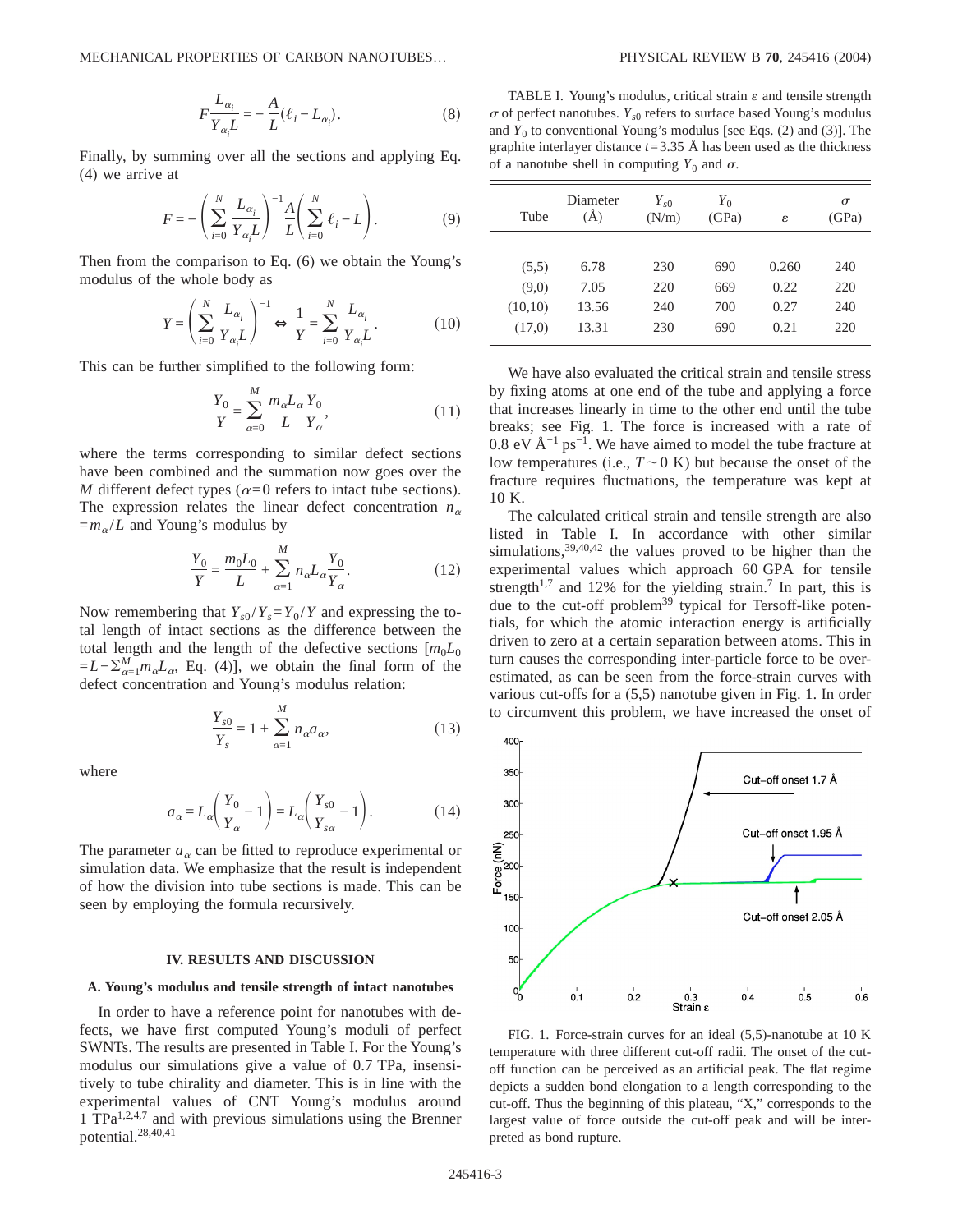$$F\frac{L_{\alpha_i}}{Y_{\alpha_i}L} = -\frac{A}{L}(\ell_i - L_{\alpha_i}). \tag{8}$$

Finally, by summing over all the sections and applying Eq. (4) we arrive at

$$F = -\left(\sum_{i=0}^{N}\frac{L_{\alpha_i}}{Y_{\alpha_i}L}\right)^{-1}\frac{A}{L}\left(\sum_{i=0}^{N}\ell_i - L\right). \tag{9}$$

Then from the comparison to Eq. (6) we obtain the Young's modulus of the whole body as

$$Y = \left(\sum_{i=0}^{N}\frac{L_{\alpha_i}}{Y_{\alpha_i}L}\right)^{-1} \Leftrightarrow \frac{1}{Y} = \sum_{i=0}^{N}\frac{L_{\alpha_i}}{Y_{\alpha_i}L}. \tag{10}$$

This can be further simplified to the following form:

$$\frac{Y_0}{Y} = \sum_{\alpha=0}^{M}\frac{m_\alpha L_\alpha}{L}\frac{Y_0}{Y_\alpha}, \tag{11}$$

where the terms corresponding to similar defect sections have been combined and the summation now goes over the $M$ different defect types ($\alpha=0$ refers to intact tube sections). The expression relates the linear defect concentration $n_\alpha = m_\alpha/L$ and Young's modulus by

$$\frac{Y_0}{Y} = \frac{m_0 L_0}{L} + \sum_{\alpha=1}^{M} n_\alpha L_\alpha \frac{Y_0}{Y_\alpha}. \tag{12}$$

Now remembering that $Y_{s0}/Y_s = Y_0/Y$ and expressing the total length of intact sections as the difference between the total length and the length of the defective sections [$m_0 L_0 = L - \sum_{\alpha=1}^{M} m_\alpha L_\alpha$, Eq. (4)], we obtain the final form of the defect concentration and Young's modulus relation:

$$\frac{Y_{s0}}{Y_s} = 1 + \sum_{\alpha=1}^{M} n_\alpha a_\alpha, \tag{13}$$

where

$$a_\alpha = L_\alpha\left(\frac{Y_0}{Y_\alpha} - 1\right) = L_\alpha\left(\frac{Y_{s0}}{Y_{s\alpha}} - 1\right). \tag{14}$$

The parameter $a_\alpha$ can be fitted to reproduce experimental or simulation data. We emphasize that the result is independent of how the division into tube sections is made. This can be seen by employing the formula recursively.

## IV. RESULTS AND DISCUSSION

### A. Young's modulus and tensile strength of intact nanotubes

In order to have a reference point for nanotubes with defects, we have first computed Young's moduli of perfect SWNTs. The results are presented in Table I. For the Young's modulus our simulations give a value of 0.7 TPa, insensitively to tube chirality and diameter. This is in line with the experimental values of CNT Young's modulus around 1 TPa[1,2,4,7] and with previous simulations using the Brenner potential.[28,40,41]

TABLE I. Young's modulus, critical strain $\varepsilon$ and tensile strength $\sigma$ of perfect nanotubes. $Y_{s0}$ refers to surface based Young's modulus and $Y_0$ to conventional Young's modulus [see Eqs. (2) and (3)]. The graphite interlayer distance $t=3.35$ Å has been used as the thickness of a nanotube shell in computing $Y_0$ and $\sigma$.

| Tube | Diameter (Å) | $Y_{s0}$ (N/m) | $Y_0$ (GPa) | $\varepsilon$ | $\sigma$ (GPa) |
|---|---|---|---|---|---|
| (5,5) | 6.78 | 230 | 690 | 0.260 | 240 |
| (9,0) | 7.05 | 220 | 669 | 0.22 | 220 |
| (10,10) | 13.56 | 240 | 700 | 0.27 | 240 |
| (17,0) | 13.31 | 230 | 690 | 0.21 | 220 |

We have also evaluated the critical strain and tensile stress by fixing atoms at one end of the tube and applying a force that increases linearly in time to the other end until the tube breaks; see Fig. 1. The force is increased with a rate of 0.8 eV Å$^{-1}$ ps$^{-1}$. We have aimed to model the tube fracture at low temperatures (i.e., $T\sim 0$ K) but because the onset of the fracture requires fluctuations, the temperature was kept at 10 K.

The calculated critical strain and tensile strength are also listed in Table I. In accordance with other similar simulations,[39,40,42] the values proved to be higher than the experimental values which approach 60 GPA for tensile strength[1,7] and 12% for the yielding strain.[7] In part, this is due to the cut-off problem[39] typical for Tersoff-like potentials, for which the atomic interaction energy is artificially driven to zero at a certain separation between atoms. This in turn causes the corresponding inter-particle force to be overestimated, as can be seen from the force-strain curves with various cut-offs for a (5,5) nanotube given in Fig. 1. In order to circumvent this problem, we have increased the onset of

Force (nN)
Strain ε
0 50 100 150 200 250 300 350 400
0 0.1 0.2 0.3 0.4 0.5 0.6
Cut-off onset 1.7 Å
Cut-off onset 1.95 Å
Cut-off onset 2.05 Å

FIG. 1. Force-strain curves for an ideal (5,5)-nanotube at 10 K temperature with three different cut-off radii. The onset of the cut-off function can be perceived as an artificial peak. The flat regime depicts a sudden bond elongation to a length corresponding to the cut-off. Thus the beginning of this plateau, "X," corresponds to the largest value of force outside the cut-off peak and will be interpreted as bond rupture.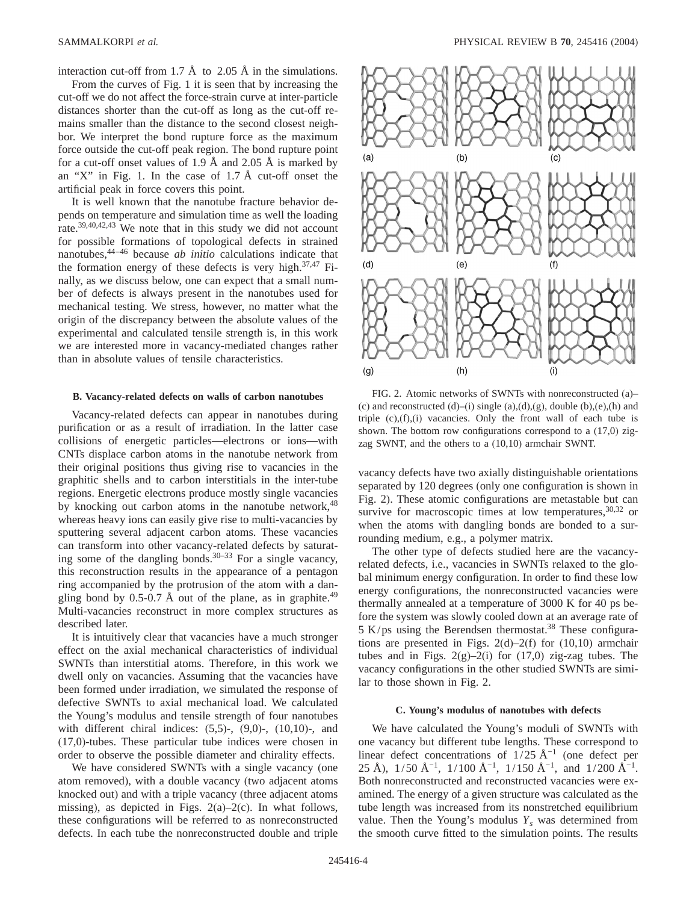interaction cut-off from 1.7 Å to 2.05 Å in the simulations.

From the curves of Fig. 1 it is seen that by increasing the cut-off we do not affect the force-strain curve at inter-particle distances shorter than the cut-off as long as the cut-off remains smaller than the distance to the second closest neighbor. We interpret the bond rupture force as the maximum force outside the cut-off peak region. The bond rupture point for a cut-off onset values of 1.9 Å and 2.05 Å is marked by an "X" in Fig. 1. In the case of 1.7 Å cut-off onset the artificial peak in force covers this point.

It is well known that the nanotube fracture behavior depends on temperature and simulation time as well the loading rate.[39,40,42,43] We note that in this study we did not account for possible formations of topological defects in strained nanotubes,[44–46] because *ab initio* calculations indicate that the formation energy of these defects is very high.[37,47] Finally, as we discuss below, one can expect that a small number of defects is always present in the nanotubes used for mechanical testing. We stress, however, no matter what the origin of the discrepancy between the absolute values of the experimental and calculated tensile strength is, in this work we are interested more in vacancy-mediated changes rather than in absolute values of tensile characteristics.

### B. Vacancy-related defects on walls of carbon nanotubes

Vacancy-related defects can appear in nanotubes during purification or as a result of irradiation. In the latter case collisions of energetic particles—electrons or ions—with CNTs displace carbon atoms in the nanotube network from their original positions thus giving rise to vacancies in the graphitic shells and to carbon interstitials in the inter-tube regions. Energetic electrons produce mostly single vacancies by knocking out carbon atoms in the nanotube network,[48] whereas heavy ions can easily give rise to multi-vacancies by sputtering several adjacent carbon atoms. These vacancies can transform into other vacancy-related defects by saturating some of the dangling bonds.[30–33] For a single vacancy, this reconstruction results in the appearance of a pentagon ring accompanied by the protrusion of the atom with a dangling bond by 0.5-0.7 Å out of the plane, as in graphite.[49] Multi-vacancies reconstruct in more complex structures as described later.

It is intuitively clear that vacancies have a much stronger effect on the axial mechanical characteristics of individual SWNTs than interstitial atoms. Therefore, in this work we dwell only on vacancies. Assuming that the vacancies have been formed under irradiation, we simulated the response of defective SWNTs to axial mechanical load. We calculated the Young's modulus and tensile strength of four nanotubes with different chiral indices: (5,5)-, (9,0)-, (10,10)-, and (17,0)-tubes. These particular tube indices were chosen in order to observe the possible diameter and chirality effects.

We have considered SWNTs with a single vacancy (one atom removed), with a double vacancy (two adjacent atoms knocked out) and with a triple vacancy (three adjacent atoms missing), as depicted in Figs. 2(a)–2(c). In what follows, these configurations will be referred to as nonreconstructed defects. In each tube the nonreconstructed double and triple vacancy defects have two axially distinguishable orientations separated by 120 degrees (only one configuration is shown in Fig. 2). These atomic configurations are metastable but can survive for macroscopic times at low temperatures,[30,32] or when the atoms with dangling bonds are bonded to a surrounding medium, e.g., a polymer matrix.

(a) (b) (c) (d) (e) (f) (g) (h) (i)

FIG. 2. Atomic networks of SWNTs with nonreconstructed (a)–(c) and reconstructed (d)–(i) single (a),(d),(g), double (b),(e),(h) and triple (c),(f),(i) vacancies. Only the front wall of each tube is shown. The bottom row configurations correspond to a (17,0) zigzag SWNT, and the others to a (10,10) armchair SWNT.

The other type of defects studied here are the vacancy-related defects, i.e., vacancies in SWNTs relaxed to the global minimum energy configuration. In order to find these low energy configurations, the nonreconstructed vacancies were thermally annealed at a temperature of 3000 K for 40 ps before the system was slowly cooled down at an average rate of 5 K/ps using the Berendsen thermostat.[38] These configurations are presented in Figs. 2(d)–2(f) for (10,10) armchair tubes and in Figs. 2(g)–2(i) for (17,0) zig-zag tubes. The vacancy configurations in the other studied SWNTs are similar to those shown in Fig. 2.

### C. Young's modulus of nanotubes with defects

We have calculated the Young's moduli of SWNTs with one vacancy but different tube lengths. These correspond to linear defect concentrations of $1/25$ Å$^{-1}$ (one defect per 25 Å), $1/50$ Å$^{-1}$, $1/100$ Å$^{-1}$, $1/150$ Å$^{-1}$, and $1/200$ Å$^{-1}$. Both nonreconstructed and reconstructed vacancies were examined. The energy of a given structure was calculated as the tube length was increased from its nonstretched equilibrium value. Then the Young's modulus $Y_s$ was determined from the smooth curve fitted to the simulation points. The results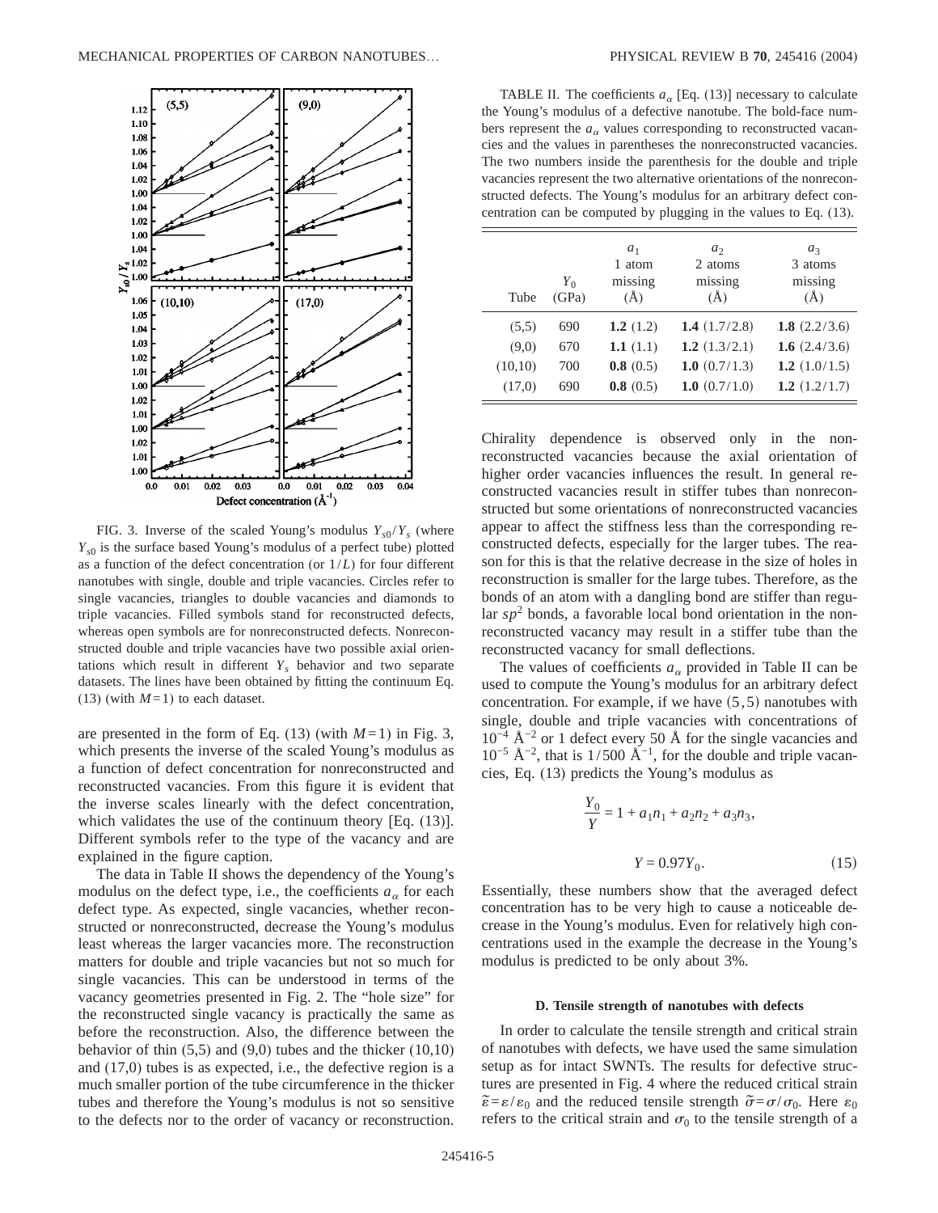(5,5)

(9,0)

(10,10)

(17,0)

1.12
1.10
1.08
1.06
1.04
1.02
1.00
1.04
1.02
1.00
1.04
1.02
1.00

1.06
1.05
1.04
1.03
1.02
1.01
1.00
1.02
1.01
1.00
1.02
1.01
1.00

$Y_{s0}/Y_s$

0.0 0.01 0.02 0.03 0.0 0.01 0.02 0.03 0.04

Defect concentration (Å$^{-1}$)

FIG. 3. Inverse of the scaled Young's modulus $Y_{s0}/Y_s$ (where $Y_{s0}$ is the surface based Young's modulus of a perfect tube) plotted as a function of the defect concentration (or $1/L$) for four different nanotubes with single, double and triple vacancies. Circles refer to single vacancies, triangles to double vacancies and diamonds to triple vacancies. Filled symbols stand for reconstructed defects, whereas open symbols are for nonreconstructed defects. Nonreconstructed double and triple vacancies have two possible axial orientations which result in different $Y_s$ behavior and two separate datasets. The lines have been obtained by fitting the continuum Eq. (13) (with $M=1$) to each dataset.

are presented in the form of Eq. (13) (with $M=1$) in Fig. 3, which presents the inverse of the scaled Young's modulus as a function of defect concentration for nonreconstructed and reconstructed vacancies. From this figure it is evident that the inverse scales linearly with the defect concentration, which validates the use of the continuum theory [Eq. (13)]. Different symbols refer to the type of the vacancy and are explained in the figure caption.

The data in Table II shows the dependency of the Young's modulus on the defect type, i.e., the coefficients $a_\alpha$ for each defect type. As expected, single vacancies, whether reconstructed or nonreconstructed, decrease the Young's modulus least whereas the larger vacancies more. The reconstruction matters for double and triple vacancies but not so much for single vacancies. This can be understood in terms of the vacancy geometries presented in Fig. 2. The "hole size" for the reconstructed single vacancy is practically the same as before the reconstruction. Also, the difference between the behavior of thin (5,5) and (9,0) tubes and the thicker (10,10) and (17,0) tubes is as expected, i.e., the defective region is a much smaller portion of the tube circumference in the thicker tubes and therefore the Young's modulus is not so sensitive to the defects nor to the order of vacancy or reconstruction.

TABLE II. The coefficients $a_\alpha$ [Eq. (13)] necessary to calculate the Young's modulus of a defective nanotube. The bold-face numbers represent the $a_\alpha$ values corresponding to reconstructed vacancies and the values in parentheses the nonreconstructed vacancies. The two numbers inside the parenthesis for the double and triple vacancies represent the two alternative orientations of the nonreconstructed defects. The Young's modulus for an arbitrary defect concentration can be computed by plugging in the values to Eq. (13).

| Tube | $Y_0$ (GPa) | $a_1$ 1 atom missing (Å) | $a_2$ 2 atoms missing (Å) | $a_3$ 3 atoms missing (Å) |
|---|---|---|---|---|
| (5,5) | 690 | **1.2** (1.2) | **1.4** (1.7/2.8) | **1.8** (2.2/3.6) |
| (9,0) | 670 | **1.1** (1.1) | **1.2** (1.3/2.1) | **1.6** (2.4/3.6) |
| (10,10) | 700 | **0.8** (0.5) | **1.0** (0.7/1.3) | **1.2** (1.0/1.5) |
| (17,0) | 690 | **0.8** (0.5) | **1.0** (0.7/1.0) | **1.2** (1.2/1.7) |

Chirality dependence is observed only in the nonreconstructed vacancies because the axial orientation of higher order vacancies influences the result. In general reconstructed vacancies result in stiffer tubes than nonreconstructed but some orientations of nonreconstructed vacancies appear to affect the stiffness less than the corresponding reconstructed defects, especially for the larger tubes. The reason for this is that the relative decrease in the size of holes in reconstruction is smaller for the large tubes. Therefore, as the bonds of an atom with a dangling bond are stiffer than regular $sp^2$ bonds, a favorable local bond orientation in the nonreconstructed vacancy may result in a stiffer tube than the reconstructed vacancy for small deflections.

The values of coefficients $a_\alpha$ provided in Table II can be used to compute the Young's modulus for an arbitrary defect concentration. For example, if we have (5,5) nanotubes with single, double and triple vacancies with concentrations of $10^{-4}$ Å$^{-2}$ or 1 defect every 50 Å for the single vacancies and $10^{-5}$ Å$^{-2}$, that is $1/500$ Å$^{-1}$, for the double and triple vacancies, Eq. (13) predicts the Young's modulus as

$$\frac{Y_0}{Y} = 1 + a_1 n_1 + a_2 n_2 + a_3 n_3,$$

$$Y = 0.97 Y_0. \tag{15}$$

Essentially, these numbers show that the averaged defect concentration has to be very high to cause a noticeable decrease in the Young's modulus. Even for relatively high concentrations used in the example the decrease in the Young's modulus is predicted to be only about 3%.

### D. Tensile strength of nanotubes with defects

In order to calculate the tensile strength and critical strain of nanotubes with defects, we have used the same simulation setup as for intact SWNTs. The results for defective structures are presented in Fig. 4 where the reduced critical strain $\tilde{\varepsilon}=\varepsilon/\varepsilon_0$ and the reduced tensile strength $\tilde{\sigma}=\sigma/\sigma_0$. Here $\varepsilon_0$ refers to the critical strain and $\sigma_0$ to the tensile strength of a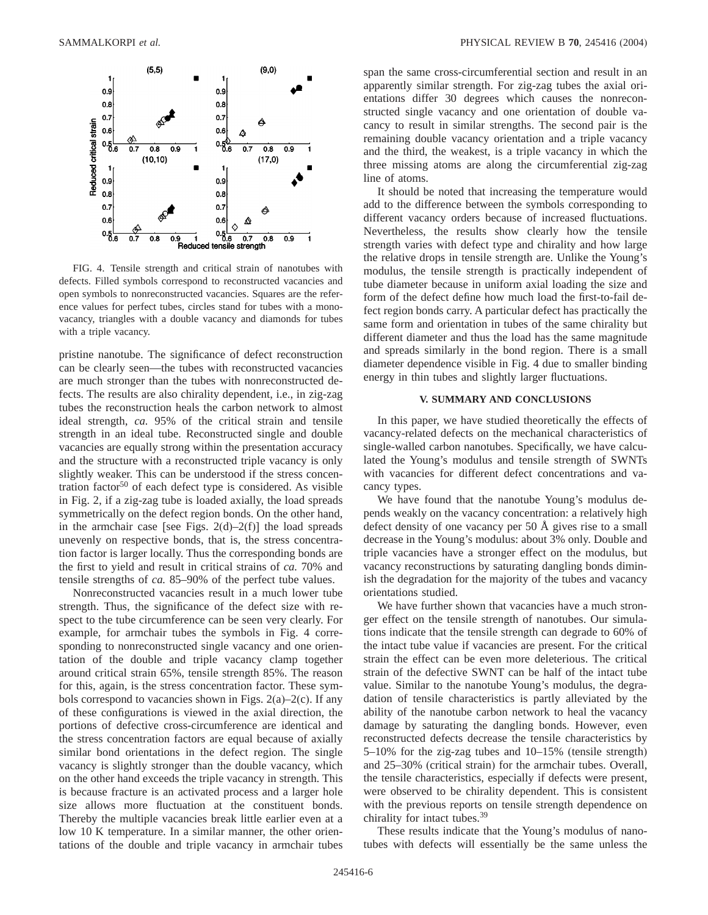(5,5)

(9,0)

(10,10)

(17,0)

Reduced critical strain

Reduced tensile strength

1

0.9

0.8

0.7

0.6

0.5

0.6 0.7 0.8 0.9 1

FIG. 4. Tensile strength and critical strain of nanotubes with defects. Filled symbols correspond to reconstructed vacancies and open symbols to nonreconstructed vacancies. Squares are the reference values for perfect tubes, circles stand for tubes with a monovacancy, triangles with a double vacancy and diamonds for tubes with a triple vacancy.

pristine nanotube. The significance of defect reconstruction can be clearly seen—the tubes with reconstructed vacancies are much stronger than the tubes with nonreconstructed defects. The results are also chirality dependent, i.e., in zig-zag tubes the reconstruction heals the carbon network to almost ideal strength, *ca.* 95% of the critical strain and tensile strength in an ideal tube. Reconstructed single and double vacancies are equally strong within the presentation accuracy and the structure with a reconstructed triple vacancy is only slightly weaker. This can be understood if the stress concentration factor[50] of each defect type is considered. As visible in Fig. 2, if a zig-zag tube is loaded axially, the load spreads symmetrically on the defect region bonds. On the other hand, in the armchair case [see Figs. 2(d)–2(f)] the load spreads unevenly on respective bonds, that is, the stress concentration factor is larger locally. Thus the corresponding bonds are the first to yield and result in critical strains of *ca.* 70% and tensile strengths of *ca.* 85–90% of the perfect tube values.

Nonreconstructed vacancies result in a much lower tube strength. Thus, the significance of the defect size with respect to the tube circumference can be seen very clearly. For example, for armchair tubes the symbols in Fig. 4 corresponding to nonreconstructed single vacancy and one orientation of the double and triple vacancy clamp together around critical strain 65%, tensile strength 85%. The reason for this, again, is the stress concentration factor. These symbols correspond to vacancies shown in Figs. 2(a)–2(c). If any of these configurations is viewed in the axial direction, the portions of defective cross-circumference are identical and the stress concentration factors are equal because of axially similar bond orientations in the defect region. The single vacancy is slightly stronger than the double vacancy, which on the other hand exceeds the triple vacancy in strength. This is because fracture is an activated process and a larger hole size allows more fluctuation at the constituent bonds. Thereby the multiple vacancies break little earlier even at a low 10 K temperature. In a similar manner, the other orientations of the double and triple vacancy in armchair tubes span the same cross-circumferential section and result in an apparently similar strength. For zig-zag tubes the axial orientations differ 30 degrees which causes the nonreconstructed single vacancy and one orientation of double vacancy to result in similar strengths. The second pair is the remaining double vacancy orientation and a triple vacancy and the third, the weakest, is a triple vacancy in which the three missing atoms are along the circumferential zig-zag line of atoms.

It should be noted that increasing the temperature would add to the difference between the symbols corresponding to different vacancy orders because of increased fluctuations. Nevertheless, the results show clearly how the tensile strength varies with defect type and chirality and how large the relative drops in tensile strength are. Unlike the Young's modulus, the tensile strength is practically independent of tube diameter because in uniform axial loading the size and form of the defect define how much load the first-to-fail defect region bonds carry. A particular defect has practically the same form and orientation in tubes of the same chirality but different diameter and thus the load has the same magnitude and spreads similarly in the bond region. There is a small diameter dependence visible in Fig. 4 due to smaller binding energy in thin tubes and slightly larger fluctuations.

## V. SUMMARY AND CONCLUSIONS

In this paper, we have studied theoretically the effects of vacancy-related defects on the mechanical characteristics of single-walled carbon nanotubes. Specifically, we have calculated the Young's modulus and tensile strength of SWNTs with vacancies for different defect concentrations and vacancy types.

We have found that the nanotube Young's modulus depends weakly on the vacancy concentration: a relatively high defect density of one vacancy per 50 Å gives rise to a small decrease in the Young's modulus: about 3% only. Double and triple vacancies have a stronger effect on the modulus, but vacancy reconstructions by saturating dangling bonds diminish the degradation for the majority of the tubes and vacancy orientations studied.

We have further shown that vacancies have a much stronger effect on the tensile strength of nanotubes. Our simulations indicate that the tensile strength can degrade to 60% of the intact tube value if vacancies are present. For the critical strain the effect can be even more deleterious. The critical strain of the defective SWNT can be half of the intact tube value. Similar to the nanotube Young's modulus, the degradation of tensile characteristics is partly alleviated by the ability of the nanotube carbon network to heal the vacancy damage by saturating the dangling bonds. However, even reconstructed defects decrease the tensile characteristics by 5–10% for the zig-zag tubes and 10–15% (tensile strength) and 25–30% (critical strain) for the armchair tubes. Overall, the tensile characteristics, especially if defects were present, were observed to be chirality dependent. This is consistent with the previous reports on tensile strength dependence on chirality for intact tubes.[39]

These results indicate that the Young's modulus of nanotubes with defects will essentially be the same unless the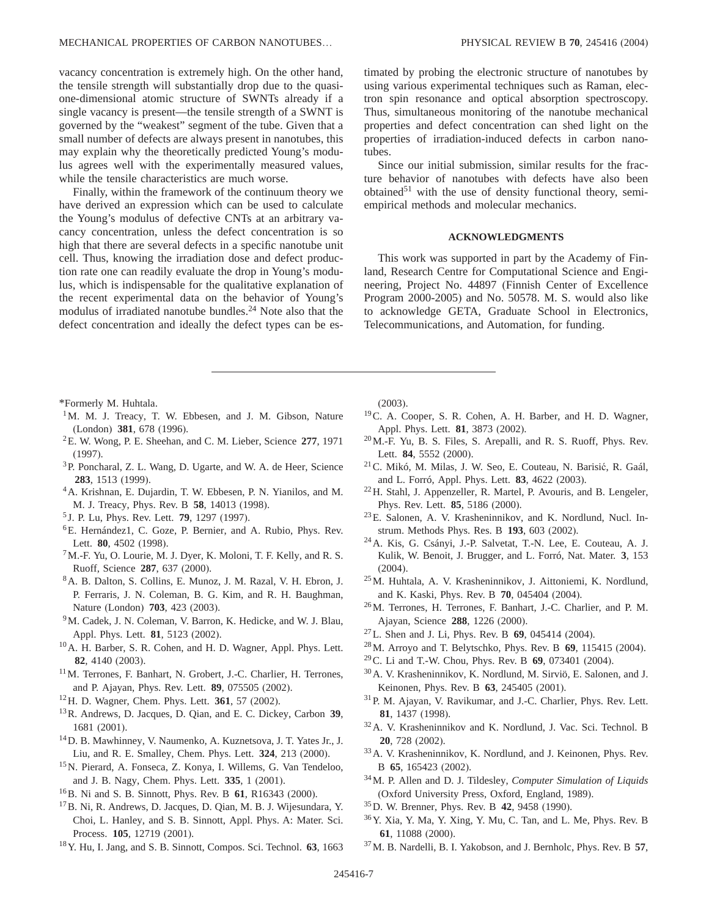vacancy concentration is extremely high. On the other hand, the tensile strength will substantially drop due to the quasi-one-dimensional atomic structure of SWNTs already if a single vacancy is present—the tensile strength of a SWNT is governed by the "weakest" segment of the tube. Given that a small number of defects are always present in nanotubes, this may explain why the theoretically predicted Young's modulus agrees well with the experimentally measured values, while the tensile characteristics are much worse.

Finally, within the framework of the continuum theory we have derived an expression which can be used to calculate the Young's modulus of defective CNTs at an arbitrary vacancy concentration, unless the defect concentration is so high that there are several defects in a specific nanotube unit cell. Thus, knowing the irradiation dose and defect production rate one can readily evaluate the drop in Young's modulus, which is indispensable for the qualitative explanation of the recent experimental data on the behavior of Young's modulus of irradiated nanotube bundles.[24] Note also that the defect concentration and ideally the defect types can be estimated by probing the electronic structure of nanotubes by using various experimental techniques such as Raman, electron spin resonance and optical absorption spectroscopy. Thus, simultaneous monitoring of the nanotube mechanical properties and defect concentration can shed light on the properties of irradiation-induced defects in carbon nanotubes.

Since our initial submission, similar results for the fracture behavior of nanotubes with defects have also been obtained[51] with the use of density functional theory, semi-empirical methods and molecular mechanics.

## ACKNOWLEDGMENTS

This work was supported in part by the Academy of Finland, Research Centre for Computational Science and Engineering, Project No. 44897 (Finnish Center of Excellence Program 2000-2005) and No. 50578. M. S. would also like to acknowledge GETA, Graduate School in Electronics, Telecommunications, and Automation, for funding.

---

*Formerly M. Huhtala.

[1] M. M. J. Treacy, T. W. Ebbesen, and J. M. Gibson, Nature (London) **381**, 678 (1996).

[2] E. W. Wong, P. E. Sheehan, and C. M. Lieber, Science **277**, 1971 (1997).

[3] P. Poncharal, Z. L. Wang, D. Ugarte, and W. A. de Heer, Science **283**, 1513 (1999).

[4] A. Krishnan, E. Dujardin, T. W. Ebbesen, P. N. Yianilos, and M. M. J. Treacy, Phys. Rev. B **58**, 14013 (1998).

[5] J. P. Lu, Phys. Rev. Lett. **79**, 1297 (1997).

[6] E. Hernández1, C. Goze, P. Bernier, and A. Rubio, Phys. Rev. Lett. **80**, 4502 (1998).

[7] M.-F. Yu, O. Lourie, M. J. Dyer, K. Moloni, T. F. Kelly, and R. S. Ruoff, Science **287**, 637 (2000).

[8] A. B. Dalton, S. Collins, E. Munoz, J. M. Razal, V. H. Ebron, J. P. Ferraris, J. N. Coleman, B. G. Kim, and R. H. Baughman, Nature (London) **703**, 423 (2003).

[9] M. Cadek, J. N. Coleman, V. Barron, K. Hedicke, and W. J. Blau, Appl. Phys. Lett. **81**, 5123 (2002).

[10] A. H. Barber, S. R. Cohen, and H. D. Wagner, Appl. Phys. Lett. **82**, 4140 (2003).

[11] M. Terrones, F. Banhart, N. Grobert, J.-C. Charlier, H. Terrones, and P. M. Ajayan, Phys. Rev. Lett. **89**, 075505 (2002).

[12] H. D. Wagner, Chem. Phys. Lett. **361**, 57 (2002).

[13] R. Andrews, D. Jacques, D. Qian, and E. C. Dickey, Carbon **39**, 1681 (2001).

[14] D. B. Mawhinney, V. Naumenko, A. Kuznetsova, J. T. Yates Jr., J. Liu, and R. E. Smalley, Chem. Phys. Lett. **324**, 213 (2000).

[15] N. Pierard, A. Fonseca, Z. Konya, I. Willems, G. Van Tendeloo, and J. B. Nagy, Chem. Phys. Lett. **335**, 1 (2001).

[16] B. Ni and S. B. Sinnott, Phys. Rev. B **61**, R16343 (2000).

[17] B. Ni, R. Andrews, D. Jacques, D. Qian, M. B. J. Wijesundara, Y. Choi, L. Hanley, and S. B. Sinnott, Appl. Phys. A: Mater. Sci. Process. **105**, 12719 (2001).

[18] Y. Hu, I. Jang, and S. B. Sinnott, Compos. Sci. Technol. **63**, 1663 (2003).

[19] C. A. Cooper, S. R. Cohen, A. H. Barber, and H. D. Wagner, Appl. Phys. Lett. **81**, 3873 (2002).

[20] M.-F. Yu, B. S. Files, S. Arepalli, and R. S. Ruoff, Phys. Rev. Lett. **84**, 5552 (2000).

[21] C. Mikó, M. Milas, J. W. Seo, E. Couteau, N. Barisić, R. Gaál, and L. Forró, Appl. Phys. Lett. **83**, 4622 (2003).

[22] H. Stahl, J. Appenzeller, R. Martel, P. Avouris, and B. Lengeler, Phys. Rev. Lett. **85**, 5186 (2000).

[23] E. Salonen, A. V. Krasheninnikov, and K. Nordlund, Nucl. Instrum. Methods Phys. Res. B **193**, 603 (2002).

[24] A. Kis, G. Csányi, J.-P. Salvetat, T.-N. Lee, E. Couteau, A. J. Kulik, W. Benoit, J. Brugger, and L. Forró, Nat. Mater. **3**, 153 (2004).

[25] M. Huhtala, A. V. Krasheninnikov, J. Aittoniemi, K. Nordlund, and K. Kaski, Phys. Rev. B **70**, 045404 (2004).

[26] M. Terrones, H. Terrones, F. Banhart, J.-C. Charlier, and P. M. Ajayan, Science **288**, 1226 (2000).

[27] L. Shen and J. Li, Phys. Rev. B **69**, 045414 (2004).

[28] M. Arroyo and T. Belytschko, Phys. Rev. B **69**, 115415 (2004).

[29] C. Li and T.-W. Chou, Phys. Rev. B **69**, 073401 (2004).

[30] A. V. Krasheninnikov, K. Nordlund, M. Sirviö, E. Salonen, and J. Keinonen, Phys. Rev. B **63**, 245405 (2001).

[31] P. M. Ajayan, V. Ravikumar, and J.-C. Charlier, Phys. Rev. Lett. **81**, 1437 (1998).

[32] A. V. Krasheninnikov and K. Nordlund, J. Vac. Sci. Technol. B **20**, 728 (2002).

[33] A. V. Krasheninnikov, K. Nordlund, and J. Keinonen, Phys. Rev. B **65**, 165423 (2002).

[34] M. P. Allen and D. J. Tildesley, *Computer Simulation of Liquids* (Oxford University Press, Oxford, England, 1989).

[35] D. W. Brenner, Phys. Rev. B **42**, 9458 (1990).

[36] Y. Xia, Y. Ma, Y. Xing, Y. Mu, C. Tan, and L. Me, Phys. Rev. B **61**, 11088 (2000).

[37] M. B. Nardelli, B. I. Yakobson, and J. Bernholc, Phys. Rev. B **57**,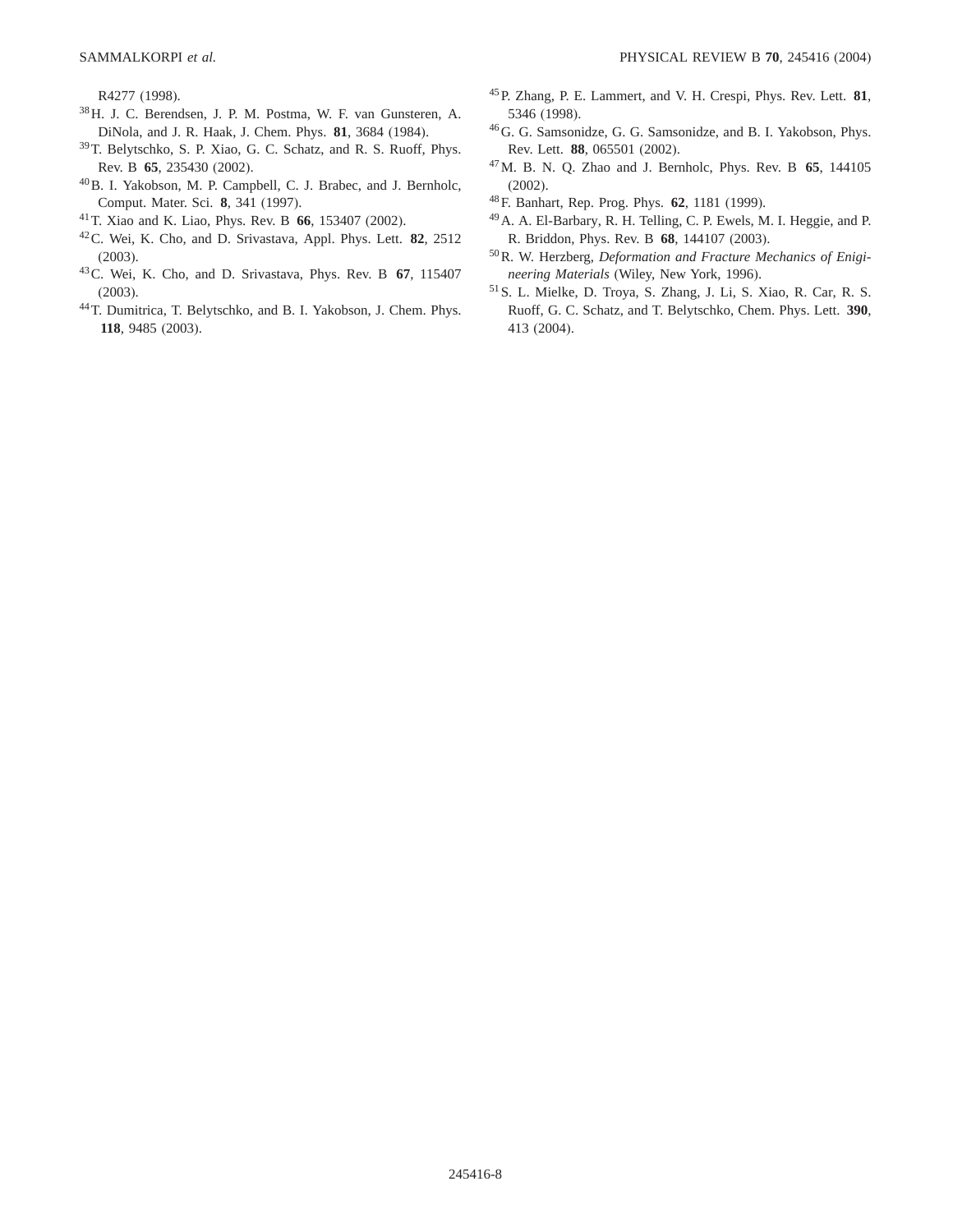R4277 (1998).

[38] H. J. C. Berendsen, J. P. M. Postma, W. F. van Gunsteren, A. DiNola, and J. R. Haak, J. Chem. Phys. **81**, 3684 (1984).

[39] T. Belytschko, S. P. Xiao, G. C. Schatz, and R. S. Ruoff, Phys. Rev. B **65**, 235430 (2002).

[40] B. I. Yakobson, M. P. Campbell, C. J. Brabec, and J. Bernholc, Comput. Mater. Sci. **8**, 341 (1997).

[41] T. Xiao and K. Liao, Phys. Rev. B **66**, 153407 (2002).

[42] C. Wei, K. Cho, and D. Srivastava, Appl. Phys. Lett. **82**, 2512 (2003).

[43] C. Wei, K. Cho, and D. Srivastava, Phys. Rev. B **67**, 115407 (2003).

[44] T. Dumitrica, T. Belytschko, and B. I. Yakobson, J. Chem. Phys. **118**, 9485 (2003).

[45] P. Zhang, P. E. Lammert, and V. H. Crespi, Phys. Rev. Lett. **81**, 5346 (1998).

[46] G. G. Samsonidze, G. G. Samsonidze, and B. I. Yakobson, Phys. Rev. Lett. **88**, 065501 (2002).

[47] M. B. N. Q. Zhao and J. Bernholc, Phys. Rev. B **65**, 144105 (2002).

[48] F. Banhart, Rep. Prog. Phys. **62**, 1181 (1999).

[49] A. A. El-Barbary, R. H. Telling, C. P. Ewels, M. I. Heggie, and P. R. Briddon, Phys. Rev. B **68**, 144107 (2003).

[50] R. W. Herzberg, *Deformation and Fracture Mechanics of Enigineering Materials* (Wiley, New York, 1996).

[51] S. L. Mielke, D. Troya, S. Zhang, J. Li, S. Xiao, R. Car, R. S. Ruoff, G. C. Schatz, and T. Belytschko, Chem. Phys. Lett. **390**, 413 (2004).